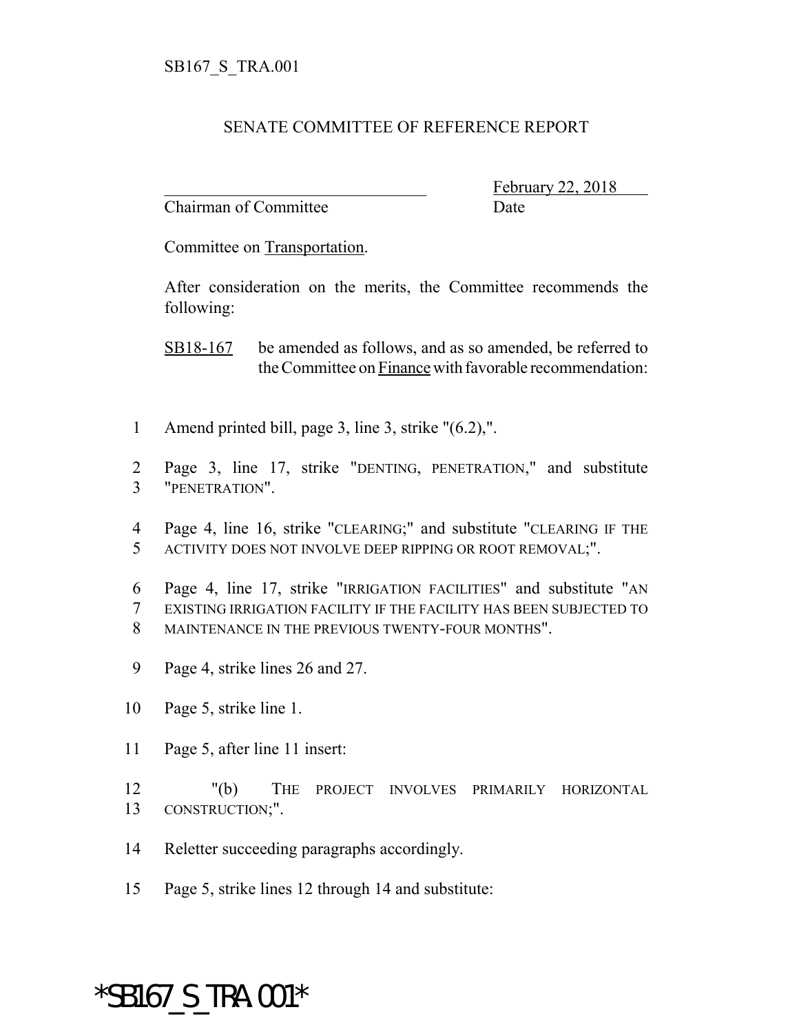SB167_S_TRA.001

SENATE COMMITTEE OF REFERENCE REPORT

_______________________________ February 22, 2018
Chairman of Committee Date

Committee on Transportation.

After consideration on the merits, the Committee recommends the following:

SB18-167 be amended as follows, and as so amended, be referred to the Committee on Finance with favorable recommendation:

1 Amend printed bill, page 3, line 3, strike "(6.2),".

2 Page 3, line 17, strike "DENTING, PENETRATION," and substitute
3 "PENETRATION".

4 Page 4, line 16, strike "CLEARING;" and substitute "CLEARING IF THE
5 ACTIVITY DOES NOT INVOLVE DEEP RIPPING OR ROOT REMOVAL;".

6 Page 4, line 17, strike "IRRIGATION FACILITIES" and substitute "AN
7 EXISTING IRRIGATION FACILITY IF THE FACILITY HAS BEEN SUBJECTED TO
8 MAINTENANCE IN THE PREVIOUS TWENTY-FOUR MONTHS".

9 Page 4, strike lines 26 and 27.

10 Page 5, strike line 1.

11 Page 5, after line 11 insert:

12 "(b) THE PROJECT INVOLVES PRIMARILY HORIZONTAL
13 CONSTRUCTION;".

14 Reletter succeeding paragraphs accordingly.

15 Page 5, strike lines 12 through 14 and substitute:

*SB167_S_TRA.001*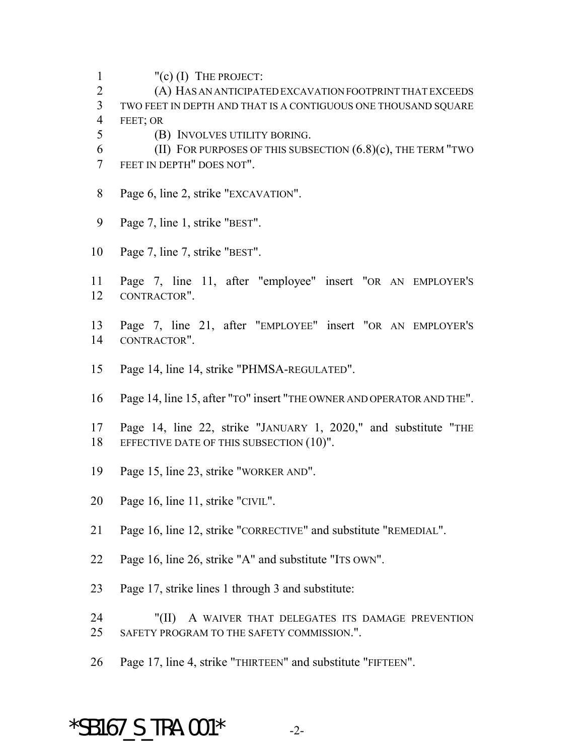"(c) (I) THE PROJECT:

(A) HAS AN ANTICIPATED EXCAVATION FOOTPRINT THAT EXCEEDS TWO FEET IN DEPTH AND THAT IS A CONTIGUOUS ONE THOUSAND SQUARE FEET; OR

(B) INVOLVES UTILITY BORING.

(II) FOR PURPOSES OF THIS SUBSECTION (6.8)(c), THE TERM "TWO FEET IN DEPTH" DOES NOT".

Page 6, line 2, strike "EXCAVATION".

Page 7, line 1, strike "BEST".

Page 7, line 7, strike "BEST".

Page 7, line 11, after "employee" insert "OR AN EMPLOYER'S CONTRACTOR".

Page 7, line 21, after "EMPLOYEE" insert "OR AN EMPLOYER'S CONTRACTOR".

Page 14, line 14, strike "PHMSA-REGULATED".

Page 14, line 15, after "TO" insert "THE OWNER AND OPERATOR AND THE".

Page 14, line 22, strike "JANUARY 1, 2020," and substitute "THE EFFECTIVE DATE OF THIS SUBSECTION (10)".

Page 15, line 23, strike "WORKER AND".

Page 16, line 11, strike "CIVIL".

Page 16, line 12, strike "CORRECTIVE" and substitute "REMEDIAL".

Page 16, line 26, strike "A" and substitute "ITS OWN".

Page 17, strike lines 1 through 3 and substitute:

"(II) A WAIVER THAT DELEGATES ITS DAMAGE PREVENTION SAFETY PROGRAM TO THE SAFETY COMMISSION.".

Page 17, line 4, strike "THIRTEEN" and substitute "FIFTEEN".

*SB167_S_TRA.001*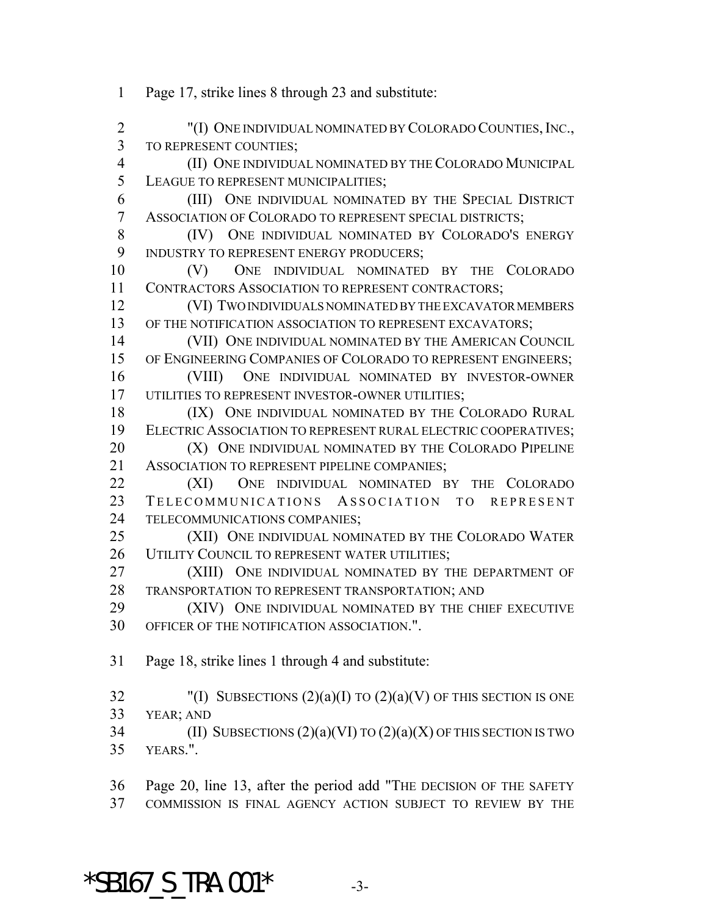Page 17, strike lines 8 through 23 and substitute:

"(I) ONE INDIVIDUAL NOMINATED BY COLORADO COUNTIES, INC., TO REPRESENT COUNTIES;

(II) ONE INDIVIDUAL NOMINATED BY THE COLORADO MUNICIPAL LEAGUE TO REPRESENT MUNICIPALITIES;

(III) ONE INDIVIDUAL NOMINATED BY THE SPECIAL DISTRICT ASSOCIATION OF COLORADO TO REPRESENT SPECIAL DISTRICTS;

(IV) ONE INDIVIDUAL NOMINATED BY COLORADO'S ENERGY INDUSTRY TO REPRESENT ENERGY PRODUCERS;

(V) ONE INDIVIDUAL NOMINATED BY THE COLORADO CONTRACTORS ASSOCIATION TO REPRESENT CONTRACTORS;

(VI) TWO INDIVIDUALS NOMINATED BY THE EXCAVATOR MEMBERS OF THE NOTIFICATION ASSOCIATION TO REPRESENT EXCAVATORS;

(VII) ONE INDIVIDUAL NOMINATED BY THE AMERICAN COUNCIL OF ENGINEERING COMPANIES OF COLORADO TO REPRESENT ENGINEERS;

(VIII) ONE INDIVIDUAL NOMINATED BY INVESTOR-OWNER UTILITIES TO REPRESENT INVESTOR-OWNER UTILITIES;

(IX) ONE INDIVIDUAL NOMINATED BY THE COLORADO RURAL ELECTRIC ASSOCIATION TO REPRESENT RURAL ELECTRIC COOPERATIVES;

(X) ONE INDIVIDUAL NOMINATED BY THE COLORADO PIPELINE ASSOCIATION TO REPRESENT PIPELINE COMPANIES;

(XI) ONE INDIVIDUAL NOMINATED BY THE COLORADO TELECOMMUNICATIONS ASSOCIATION TO REPRESENT TELECOMMUNICATIONS COMPANIES;

(XII) ONE INDIVIDUAL NOMINATED BY THE COLORADO WATER UTILITY COUNCIL TO REPRESENT WATER UTILITIES;

(XIII) ONE INDIVIDUAL NOMINATED BY THE DEPARTMENT OF TRANSPORTATION TO REPRESENT TRANSPORTATION; AND

(XIV) ONE INDIVIDUAL NOMINATED BY THE CHIEF EXECUTIVE OFFICER OF THE NOTIFICATION ASSOCIATION.".

Page 18, strike lines 1 through 4 and substitute:

"(I) SUBSECTIONS (2)(a)(I) TO (2)(a)(V) OF THIS SECTION IS ONE YEAR; AND

(II) SUBSECTIONS (2)(a)(VI) TO (2)(a)(X) OF THIS SECTION IS TWO YEARS.".

Page 20, line 13, after the period add "THE DECISION OF THE SAFETY COMMISSION IS FINAL AGENCY ACTION SUBJECT TO REVIEW BY THE

*SB167_S_TRA.001*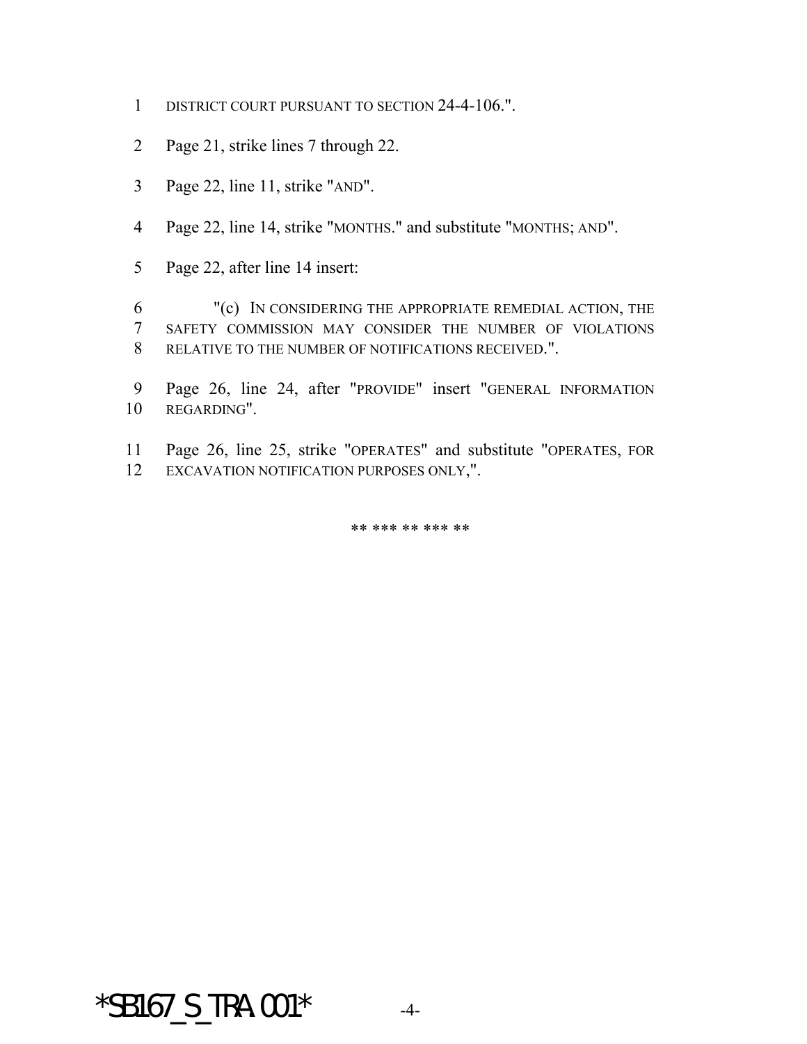1 DISTRICT COURT PURSUANT TO SECTION 24-4-106.".

2 Page 21, strike lines 7 through 22.

3 Page 22, line 11, strike "AND".

4 Page 22, line 14, strike "MONTHS." and substitute "MONTHS; AND".

5 Page 22, after line 14 insert:

6 "(c) IN CONSIDERING THE APPROPRIATE REMEDIAL ACTION, THE
7 SAFETY COMMISSION MAY CONSIDER THE NUMBER OF VIOLATIONS
8 RELATIVE TO THE NUMBER OF NOTIFICATIONS RECEIVED.".

9 Page 26, line 24, after "PROVIDE" insert "GENERAL INFORMATION
10 REGARDING".

11 Page 26, line 25, strike "OPERATES" and substitute "OPERATES, FOR
12 EXCAVATION NOTIFICATION PURPOSES ONLY,".

** *** ** *** **

*SB167_S_TRA.001*